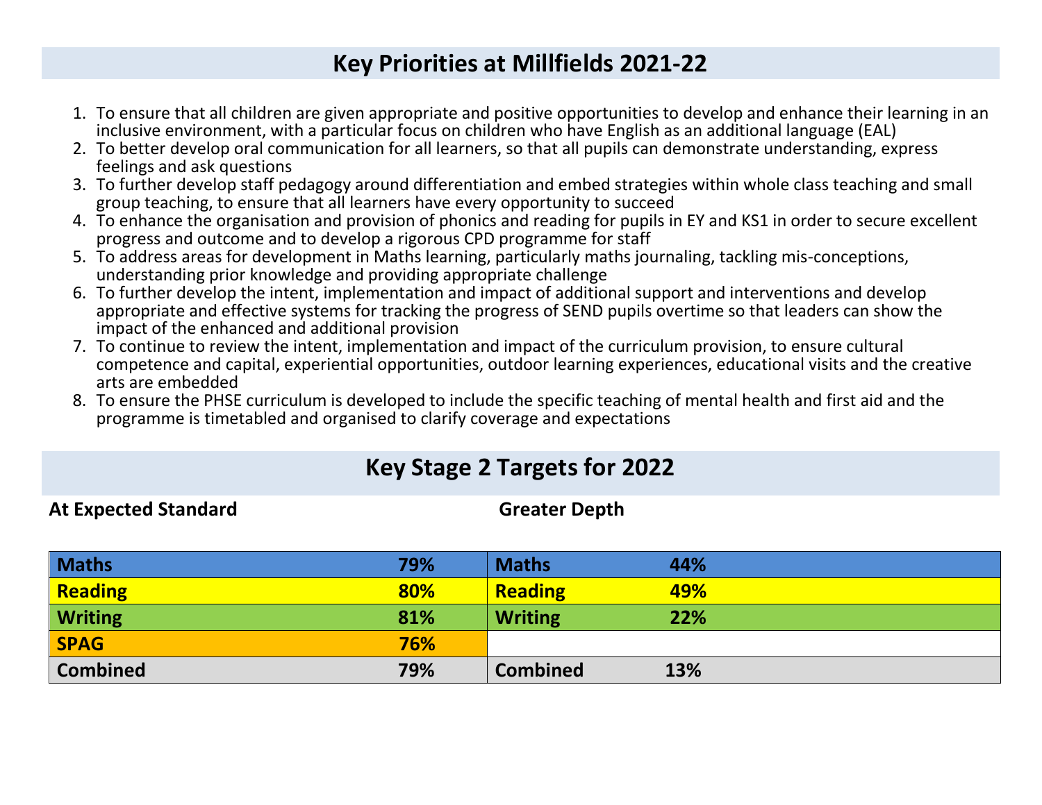# Key Priorities at Millfields 2021-22

1. To ensure that all children are given appropriate and positive opportunities to develop and enhance their learning in an inclusive environment, with a particular focus on children who have English as an additional language (EAL)
2. To better develop oral communication for all learners, so that all pupils can demonstrate understanding, express feelings and ask questions
3. To further develop staff pedagogy around differentiation and embed strategies within whole class teaching and small group teaching, to ensure that all learners have every opportunity to succeed
4. To enhance the organisation and provision of phonics and reading for pupils in EY and KS1 in order to secure excellent progress and outcome and to develop a rigorous CPD programme for staff
5. To address areas for development in Maths learning, particularly maths journaling, tackling mis-conceptions, understanding prior knowledge and providing appropriate challenge
6. To further develop the intent, implementation and impact of additional support and interventions and develop appropriate and effective systems for tracking the progress of SEND pupils overtime so that leaders can show the impact of the enhanced and additional provision
7. To continue to review the intent, implementation and impact of the curriculum provision, to ensure cultural competence and capital, experiential opportunities, outdoor learning experiences, educational visits and the creative arts are embedded
8. To ensure the PHSE curriculum is developed to include the specific teaching of mental health and first aid and the programme is timetabled and organised to clarify coverage and expectations

# Key Stage 2 Targets for 2022

| At Expected Standard | | Greater Depth | |
|---|---|---|---|
| **Maths** | **79%** | **Maths** | **44%** |
| **Reading** | **80%** | **Reading** | **49%** |
| **Writing** | **81%** | **Writing** | **22%** |
| **SPAG** | **76%** | | |
| **Combined** | **79%** | **Combined** | **13%** |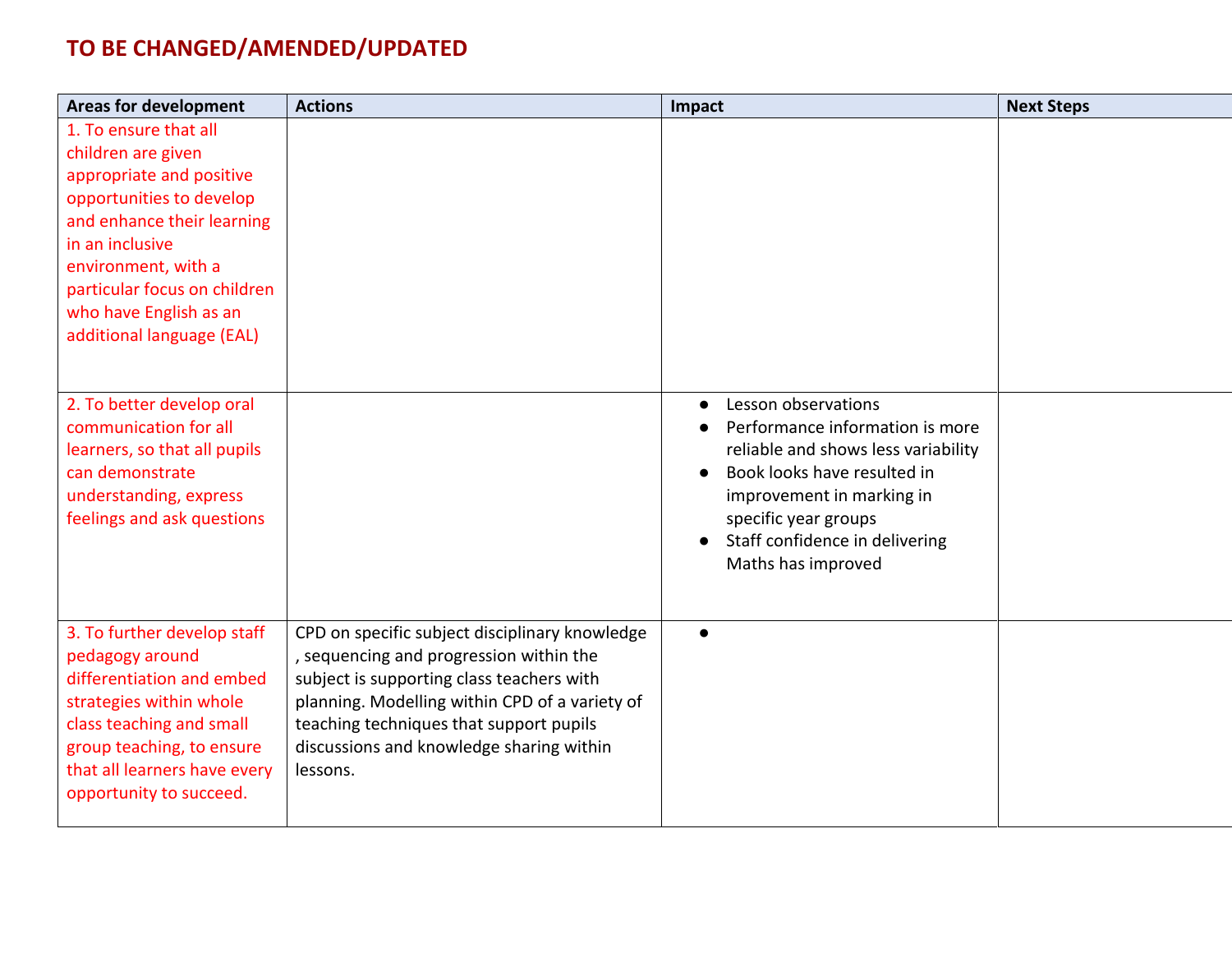# TO BE CHANGED/AMENDED/UPDATED

| Areas for development | Actions | Impact | Next Steps |
|---|---|---|---|
| 1. To ensure that all children are given appropriate and positive opportunities to develop and enhance their learning in an inclusive environment, with a particular focus on children who have English as an additional language (EAL) | | | |
| 2. To better develop oral communication for all learners, so that all pupils can demonstrate understanding, express feelings and ask questions | | ● Lesson observations<br>● Performance information is more reliable and shows less variability<br>● Book looks have resulted in improvement in marking in specific year groups<br>● Staff confidence in delivering Maths has improved | |
| 3. To further develop staff pedagogy around differentiation and embed strategies within whole class teaching and small group teaching, to ensure that all learners have every opportunity to succeed. | CPD on specific subject disciplinary knowledge , sequencing and progression within the subject is supporting class teachers with planning. Modelling within CPD of a variety of teaching techniques that support pupils discussions and knowledge sharing within lessons. | ● | |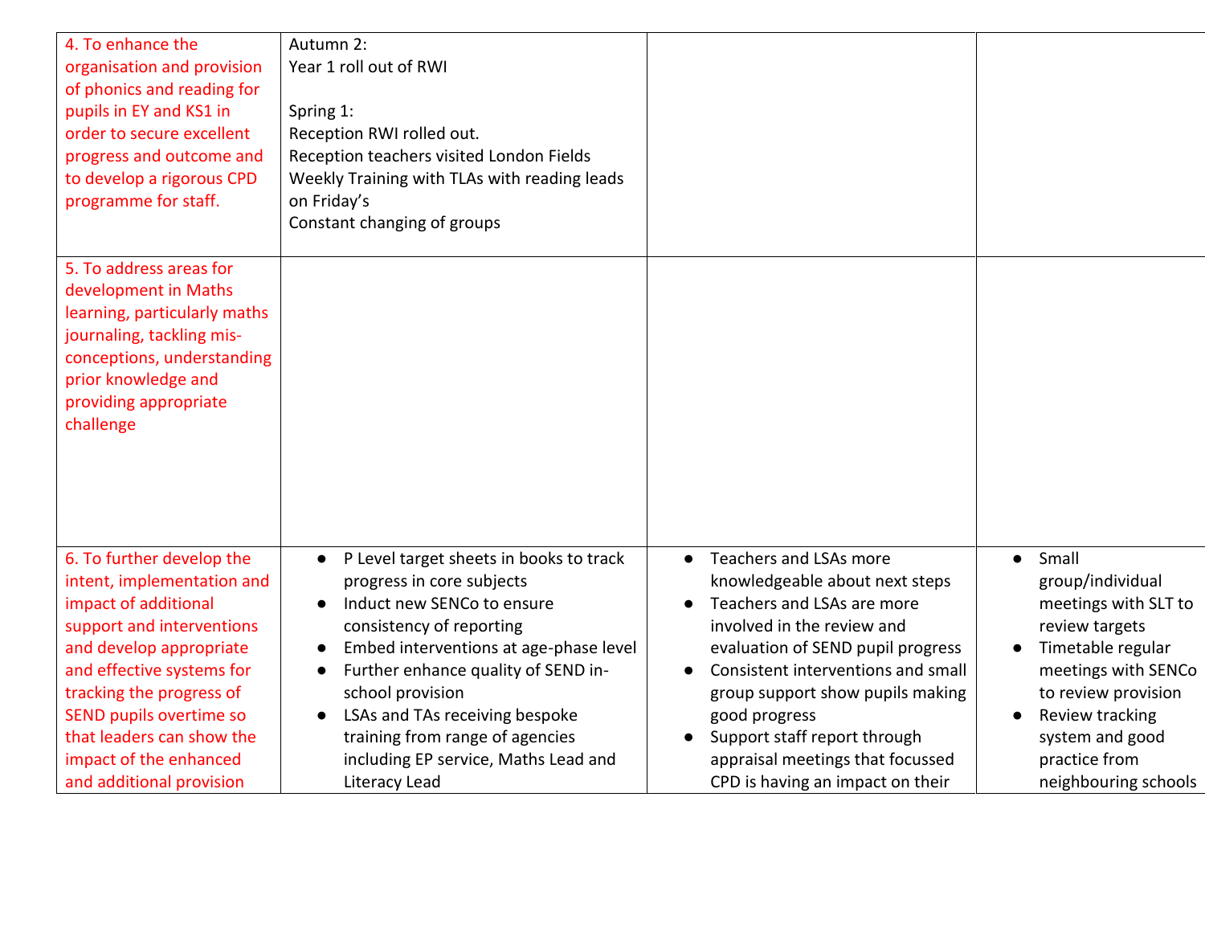| | | | |
|---|---|---|---|
| 4. To enhance the organisation and provision of phonics and reading for pupils in EY and KS1 in order to secure excellent progress and outcome and to develop a rigorous CPD programme for staff. | Autumn 2:<br>Year 1 roll out of RWI<br><br>Spring 1:<br>Reception RWI rolled out.<br>Reception teachers visited London Fields<br>Weekly Training with TLAs with reading leads on Friday's<br>Constant changing of groups | | |
| 5. To address areas for development in Maths learning, particularly maths journaling, tackling mis-conceptions, understanding prior knowledge and providing appropriate challenge | | | |
| 6. To further develop the intent, implementation and impact of additional support and interventions and develop appropriate and effective systems for tracking the progress of SEND pupils overtime so that leaders can show the impact of the enhanced and additional provision | ● P Level target sheets in books to track progress in core subjects<br>● Induct new SENCo to ensure consistency of reporting<br>● Embed interventions at age-phase level<br>● Further enhance quality of SEND in-school provision<br>● LSAs and TAs receiving bespoke training from range of agencies including EP service, Maths Lead and Literacy Lead | ● Teachers and LSAs more knowledgeable about next steps<br>● Teachers and LSAs are more involved in the review and evaluation of SEND pupil progress<br>● Consistent interventions and small group support show pupils making good progress<br>● Support staff report through appraisal meetings that focussed CPD is having an impact on their | ● Small group/individual meetings with SLT to review targets<br>● Timetable regular meetings with SENCo to review provision<br>● Review tracking system and good practice from neighbouring schools |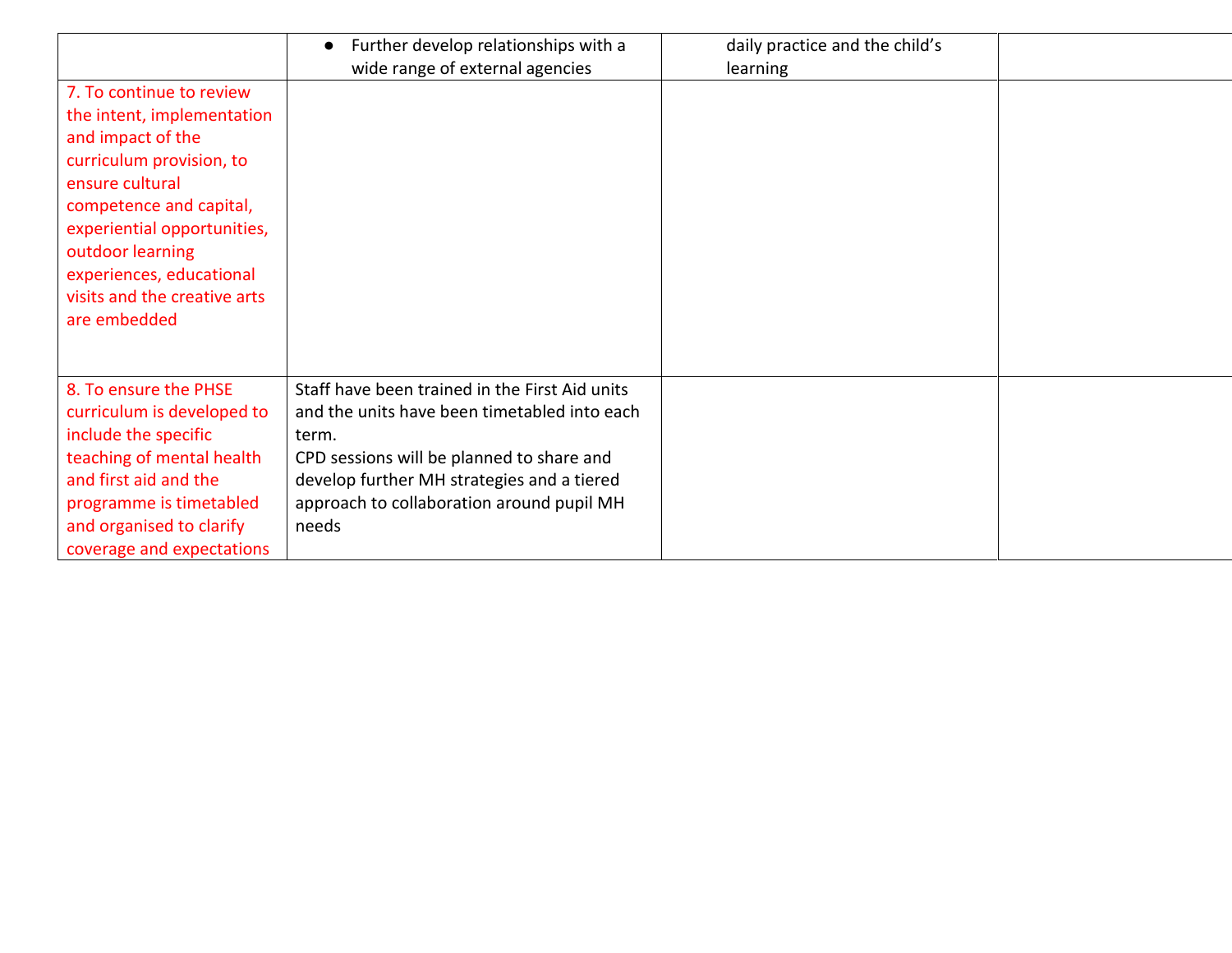| | | | |
|---|---|---|---|
| | • Further develop relationships with a wide range of external agencies | daily practice and the child's learning | |
| 7. To continue to review the intent, implementation and impact of the curriculum provision, to ensure cultural competence and capital, experiential opportunities, outdoor learning experiences, educational visits and the creative arts are embedded | | | |
| 8. To ensure the PHSE curriculum is developed to include the specific teaching of mental health and first aid and the programme is timetabled and organised to clarify coverage and expectations | Staff have been trained in the First Aid units and the units have been timetabled into each term.<br>CPD sessions will be planned to share and develop further MH strategies and a tiered approach to collaboration around pupil MH needs | | |